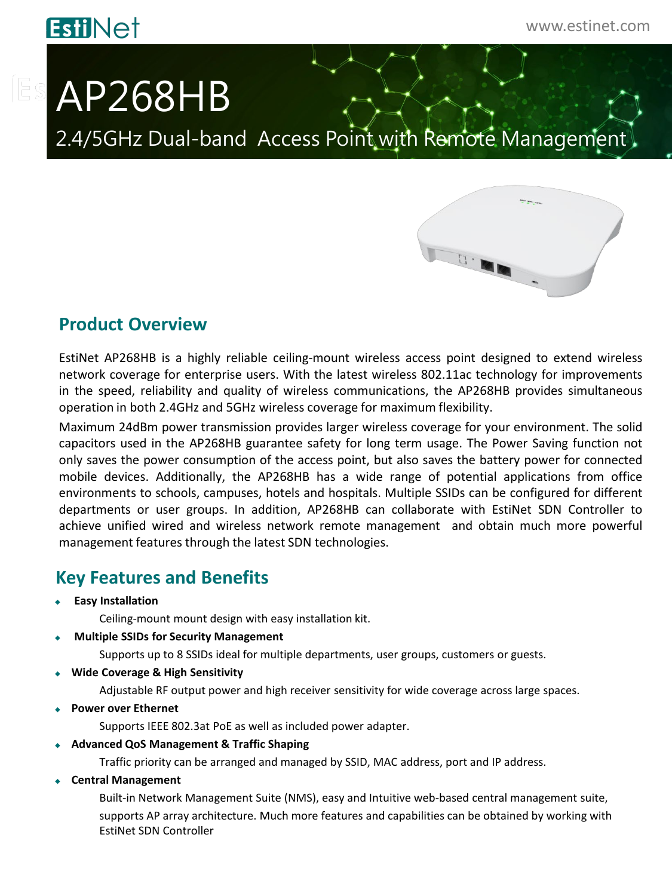EstiNet

www.estinet.com

# AP268HB

2.4/5GHz Dual-band Access Point with Remote Management

## Product Overview

EstiNet AP268HB is a highly reliable ceiling-mount wireless access point designed to extend wireless network coverage for enterprise users. With the latest wireless 802.11ac technology for improvements in the speed, reliability and quality of wireless communications, the AP268HB provides simultaneous operation in both 2.4GHz and 5GHz wireless coverage for maximum flexibility.

Maximum 24dBm power transmission provides larger wireless coverage for your environment. The solid capacitors used in the AP268HB guarantee safety for long term usage. The Power Saving function not only saves the power consumption of the access point, but also saves the battery power for connected mobile devices. Additionally, the AP268HB has a wide range of potential applications from office environments to schools, campuses, hotels and hospitals. Multiple SSIDs can be configured for different departments or user groups. In addition, AP268HB can collaborate with EstiNet SDN Controller to achieve unified wired and wireless network remote management and obtain much more powerful management features through the latest SDN technologies.

## Key Features and Benefits

- **Easy Installation**

  Ceiling-mount mount design with easy installation kit.

- **Multiple SSIDs for Security Management**

  Supports up to 8 SSIDs ideal for multiple departments, user groups, customers or guests.

- **Wide Coverage & High Sensitivity**

  Adjustable RF output power and high receiver sensitivity for wide coverage across large spaces.

- **Power over Ethernet**

  Supports IEEE 802.3at PoE as well as included power adapter.

- **Advanced QoS Management & Traffic Shaping**

  Traffic priority can be arranged and managed by SSID, MAC address, port and IP address.

- **Central Management**

  Built-in Network Management Suite (NMS), easy and Intuitive web-based central management suite, supports AP array architecture. Much more features and capabilities can be obtained by working with EstiNet SDN Controller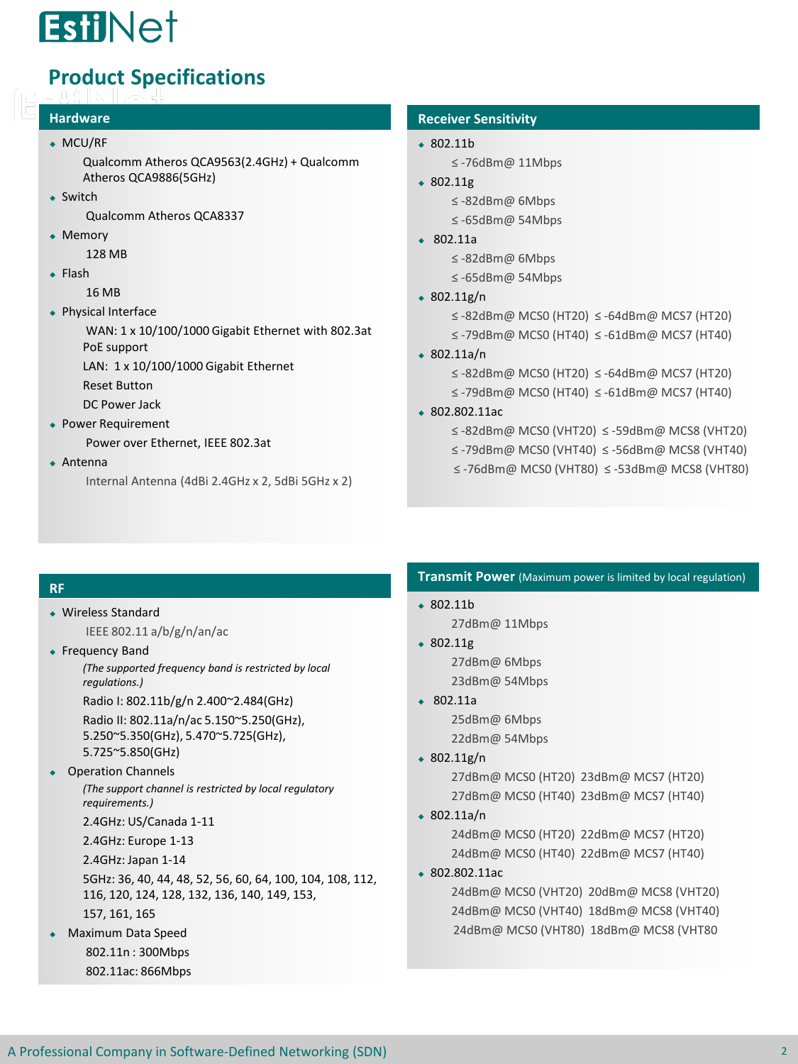# Product Specifications

## Hardware

- MCU/RF
  - Qualcomm Atheros QCA9563(2.4GHz) + Qualcomm Atheros QCA9886(5GHz)
- Switch
  - Qualcomm Atheros QCA8337
- Memory
  - 128 MB
- Flash
  - 16 MB
- Physical Interface
  - WAN: 1 x 10/100/1000 Gigabit Ethernet with 802.3at PoE support
  - LAN: 1 x 10/100/1000 Gigabit Ethernet
  - Reset Button
  - DC Power Jack
- Power Requirement
  - Power over Ethernet, IEEE 802.3at
- Antenna
  - Internal Antenna (4dBi 2.4GHz x 2, 5dBi 5GHz x 2)

## Receiver Sensitivity

- 802.11b
  - ≤ -76dBm@ 11Mbps
- 802.11g
  - ≤ -82dBm@ 6Mbps
  - ≤ -65dBm@ 54Mbps
- 802.11a
  - ≤ -82dBm@ 6Mbps
  - ≤ -65dBm@ 54Mbps
- 802.11g/n
  - ≤ -82dBm@ MCS0 (HT20) ≤ -64dBm@ MCS7 (HT20)
  - ≤ -79dBm@ MCS0 (HT40) ≤ -61dBm@ MCS7 (HT40)
- 802.11a/n
  - ≤ -82dBm@ MCS0 (HT20) ≤ -64dBm@ MCS7 (HT20)
  - ≤ -79dBm@ MCS0 (HT40) ≤ -61dBm@ MCS7 (HT40)
- 802.802.11ac
  - ≤ -82dBm@ MCS0 (VHT20) ≤ -59dBm@ MCS8 (VHT20)
  - ≤ -79dBm@ MCS0 (VHT40) ≤ -56dBm@ MCS8 (VHT40)
  - ≤ -76dBm@ MCS0 (VHT80) ≤ -53dBm@ MCS8 (VHT80)

## RF

- Wireless Standard
  - IEEE 802.11 a/b/g/n/an/ac
- Frequency Band
  - *(The supported frequency band is restricted by local regulations.)*
  - Radio I: 802.11b/g/n 2.400~2.484(GHz)
  - Radio II: 802.11a/n/ac 5.150~5.250(GHz), 5.250~5.350(GHz), 5.470~5.725(GHz), 5.725~5.850(GHz)
- Operation Channels
  - *(The support channel is restricted by local regulatory requirements.)*
  - 2.4GHz: US/Canada 1-11
  - 2.4GHz: Europe 1-13
  - 2.4GHz: Japan 1-14
  - 5GHz: 36, 40, 44, 48, 52, 56, 60, 64, 100, 104, 108, 112, 116, 120, 124, 128, 132, 136, 140, 149, 153, 157, 161, 165
- Maximum Data Speed
  - 802.11n : 300Mbps
  - 802.11ac: 866Mbps

## Transmit Power (Maximum power is limited by local regulation)

- 802.11b
  - 27dBm@ 11Mbps
- 802.11g
  - 27dBm@ 6Mbps
  - 23dBm@ 54Mbps
- 802.11a
  - 25dBm@ 6Mbps
  - 22dBm@ 54Mbps
- 802.11g/n
  - 27dBm@ MCS0 (HT20) 23dBm@ MCS7 (HT20)
  - 27dBm@ MCS0 (HT40) 23dBm@ MCS7 (HT40)
- 802.11a/n
  - 24dBm@ MCS0 (HT20) 22dBm@ MCS7 (HT20)
  - 24dBm@ MCS0 (HT40) 22dBm@ MCS7 (HT40)
- 802.802.11ac
  - 24dBm@ MCS0 (VHT20) 20dBm@ MCS8 (VHT20)
  - 24dBm@ MCS0 (VHT40) 18dBm@ MCS8 (VHT40)
  - 24dBm@ MCS0 (VHT80) 18dBm@ MCS8 (VHT80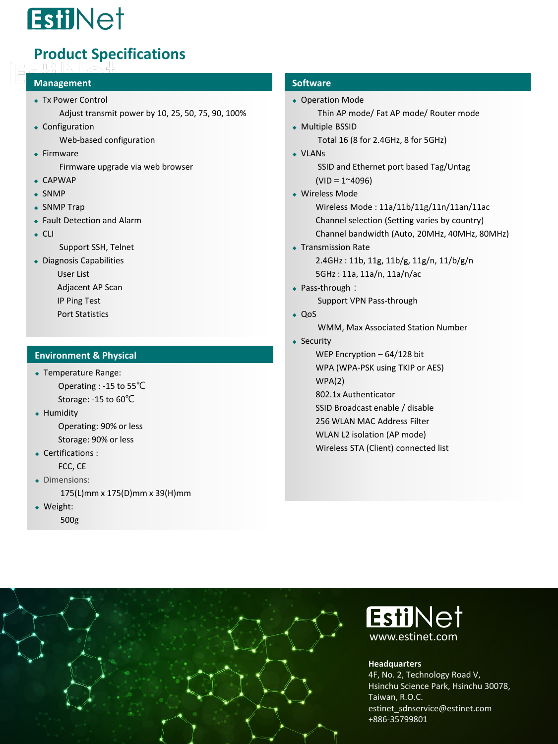EstiNet

# Product Specifications

## Management

- Tx Power Control
  - Adjust transmit power by 10, 25, 50, 75, 90, 100%
- Configuration
  - Web-based configuration
- Firmware
  - Firmware upgrade via web browser
- CAPWAP
- SNMP
- SNMP Trap
- Fault Detection and Alarm
- CLI
  - Support SSH, Telnet
- Diagnosis Capabilities
  - User List
  - Adjacent AP Scan
  - IP Ping Test
  - Port Statistics

## Environment & Physical

- Temperature Range:
  - Operating : -15 to 55℃
  - Storage: -15 to 60℃
- Humidity
  - Operating: 90% or less
  - Storage: 90% or less
- Certifications :
  - FCC, CE
- Dimensions:
  - 175(L)mm x 175(D)mm x 39(H)mm
- Weight:
  - 500g

## Software

- Operation Mode
  - Thin AP mode/ Fat AP mode/ Router mode
- Multiple BSSID
  - Total 16 (8 for 2.4GHz, 8 for 5GHz)
- VLANs
  - SSID and Ethernet port based Tag/Untag (VID = 1~4096)
- Wireless Mode
  - Wireless Mode : 11a/11b/11g/11n/11an/11ac
  - Channel selection (Setting varies by country)
  - Channel bandwidth (Auto, 20MHz, 40MHz, 80MHz)
- Transmission Rate
  - 2.4GHz : 11b, 11g, 11b/g, 11g/n, 11/b/g/n
  - 5GHz : 11a, 11a/n, 11a/n/ac
- Pass-through：
  - Support VPN Pass-through
- QoS
  - WMM, Max Associated Station Number
- Security
  - WEP Encryption – 64/128 bit
  - WPA (WPA-PSK using TKIP or AES)
  - WPA(2)
  - 802.1x Authenticator
  - SSID Broadcast enable / disable
  - 256 WLAN MAC Address Filter
  - WLAN L2 isolation (AP mode)
  - Wireless STA (Client) connected list

EstiNet
www.estinet.com

**Headquarters**
4F, No. 2, Technology Road V,
Hsinchu Science Park, Hsinchu 30078,
Taiwan, R.O.C.
estinet_sdnservice@estinet.com
+886-35799801